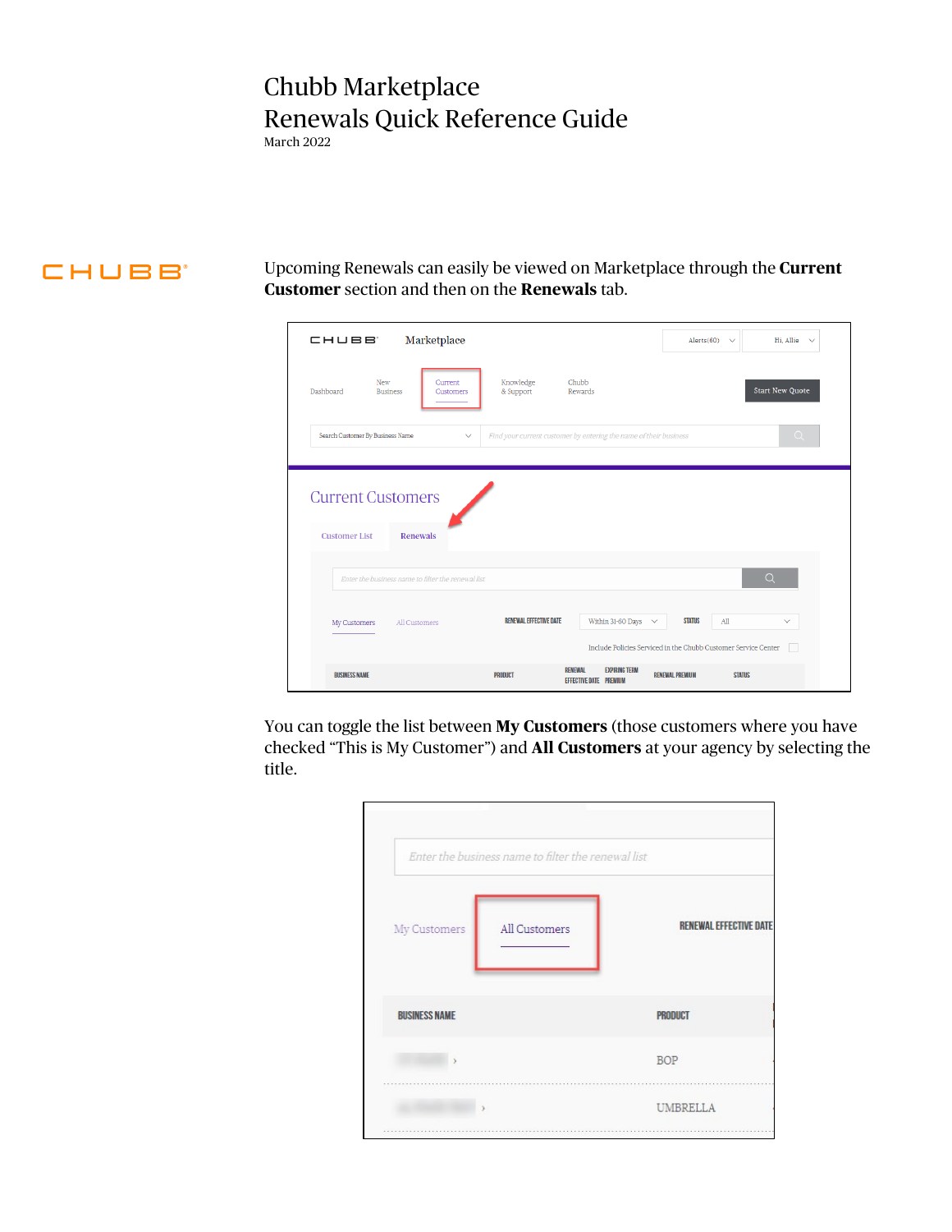# Chubb Marketplace
# Renewals Quick Reference Guide

March 2022

Upcoming Renewals can easily be viewed on Marketplace through the **Current Customer** section and then on the **Renewals** tab.

You can toggle the list between **My Customers** (those customers where you have checked "This is My Customer") and **All Customers** at your agency by selecting the title.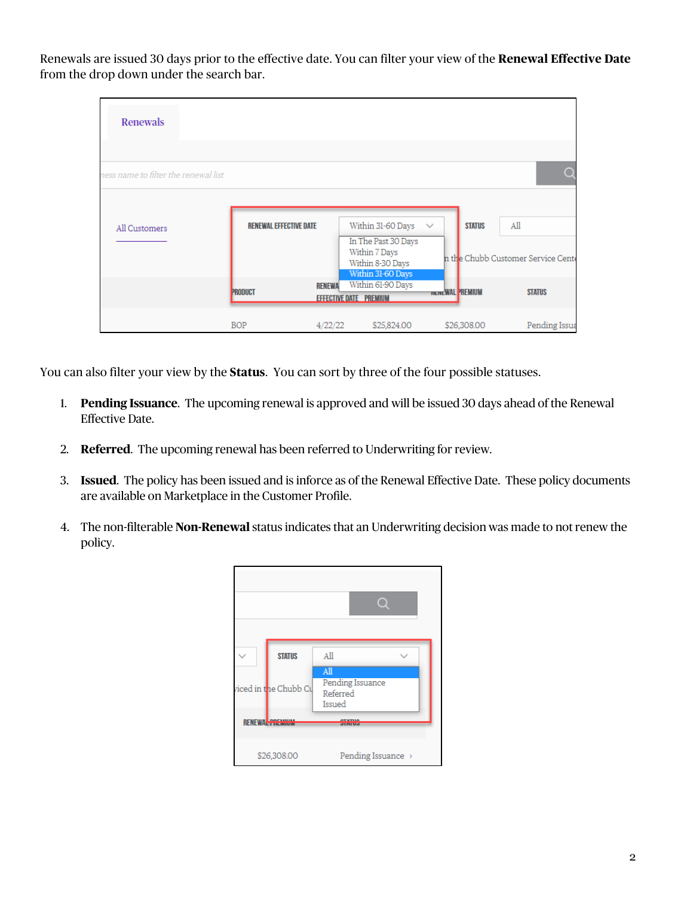Renewals are issued 30 days prior to the effective date. You can filter your view of the **Renewal Effective Date** from the drop down under the search bar.

You can also filter your view by the **Status**. You can sort by three of the four possible statuses.

1. **Pending Issuance**. The upcoming renewal is approved and will be issued 30 days ahead of the Renewal Effective Date.

2. **Referred**. The upcoming renewal has been referred to Underwriting for review.

3. **Issued**. The policy has been issued and is inforce as of the Renewal Effective Date. These policy documents are available on Marketplace in the Customer Profile.

4. The non-filterable **Non-Renewal** status indicates that an Underwriting decision was made to not renew the policy.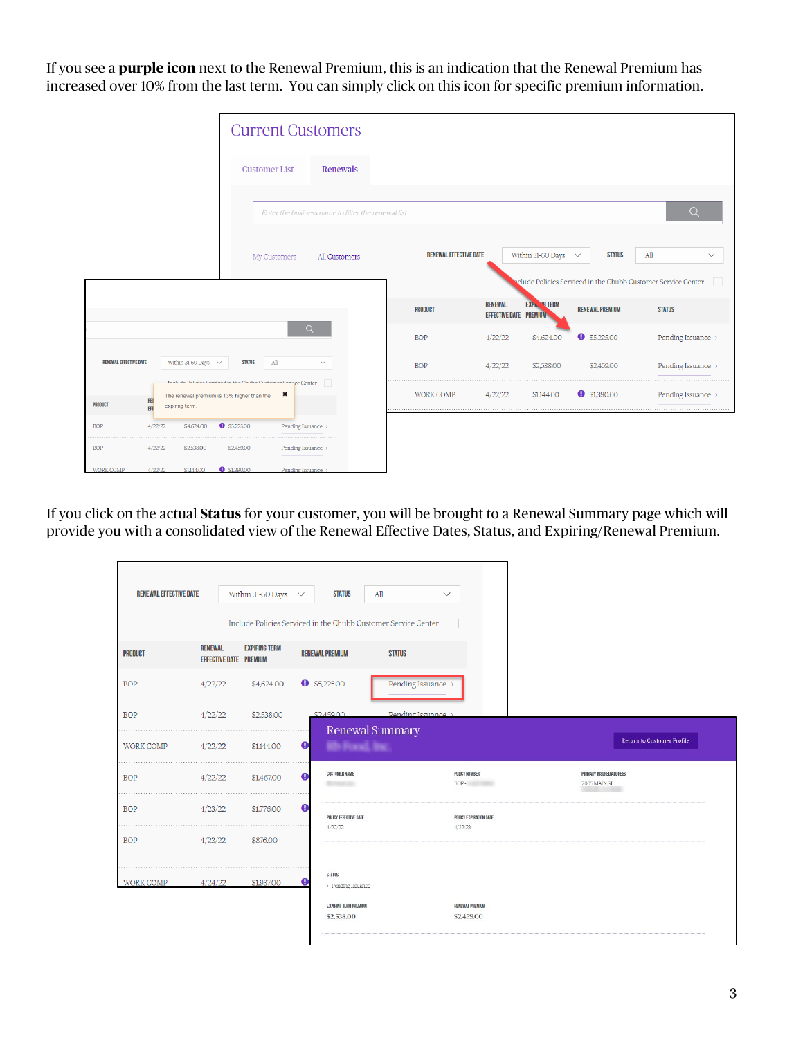If you see a **purple icon** next to the Renewal Premium, this is an indication that the Renewal Premium has increased over 10% from the last term. You can simply click on this icon for specific premium information.

If you click on the actual **Status** for your customer, you will be brought to a Renewal Summary page which will provide you with a consolidated view of the Renewal Effective Dates, Status, and Expiring/Renewal Premium.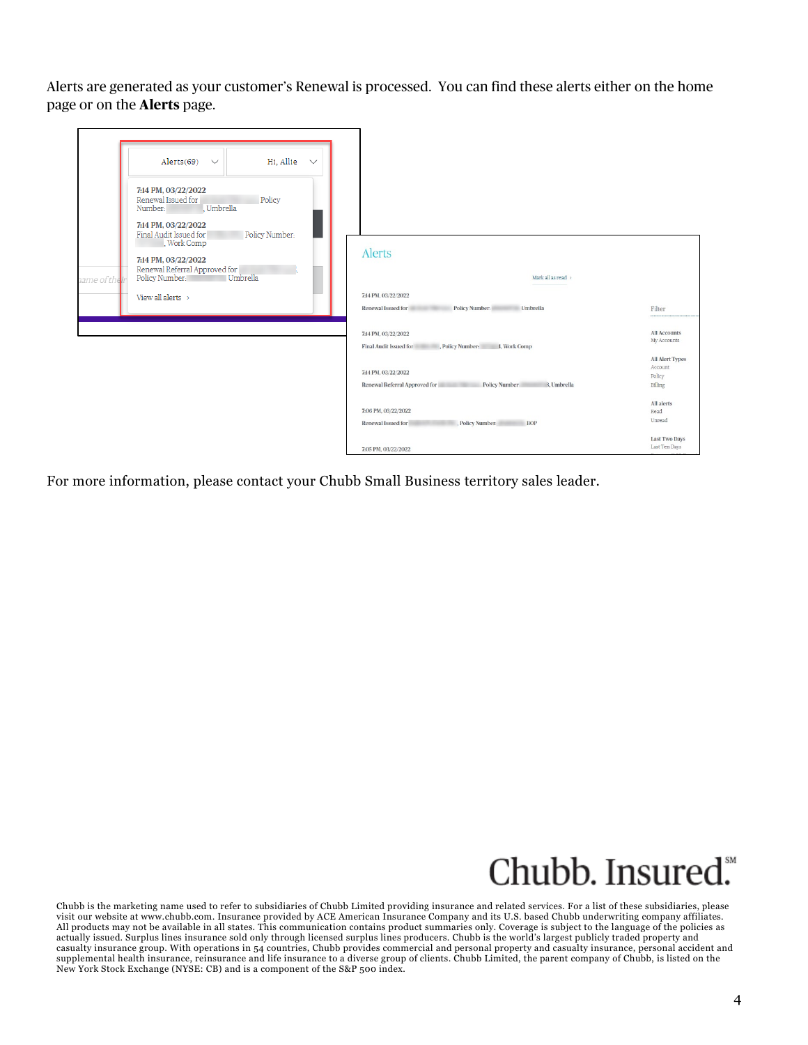Alerts are generated as your customer's Renewal is processed. You can find these alerts either on the home page or on the **Alerts** page.

For more information, please contact your Chubb Small Business territory sales leader.

Chubb. Insured.℠

Chubb is the marketing name used to refer to subsidiaries of Chubb Limited providing insurance and related services. For a list of these subsidiaries, please visit our website at www.chubb.com. Insurance provided by ACE American Insurance Company and its U.S. based Chubb underwriting company affiliates. All products may not be available in all states. This communication contains product summaries only. Coverage is subject to the language of the policies as actually issued. Surplus lines insurance sold only through licensed surplus lines producers. Chubb is the world's largest publicly traded property and casualty insurance group. With operations in 54 countries, Chubb provides commercial and personal property and casualty insurance, personal accident and supplemental health insurance, reinsurance and life insurance to a diverse group of clients. Chubb Limited, the parent company of Chubb, is listed on the New York Stock Exchange (NYSE: CB) and is a component of the S&P 500 index.